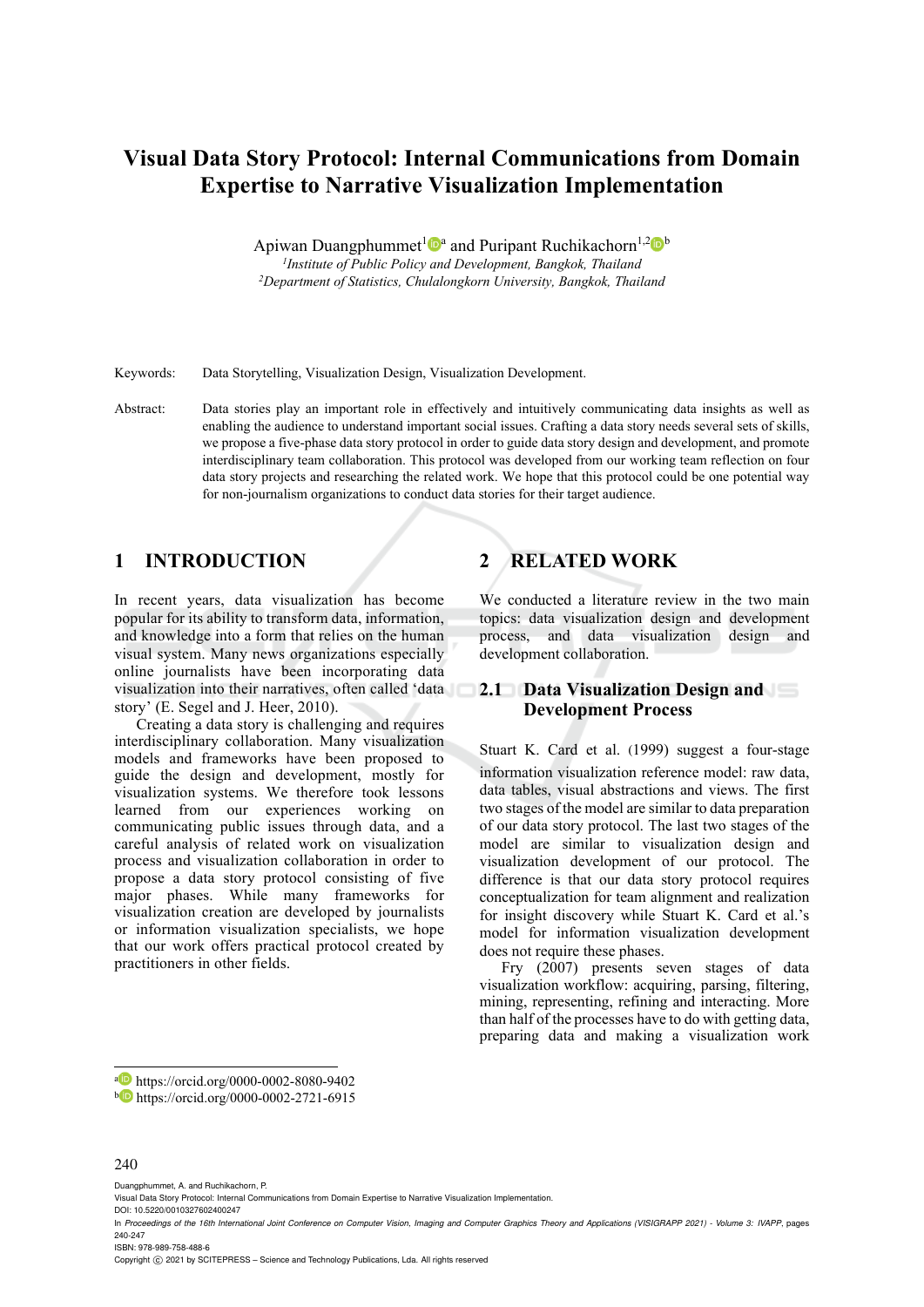# Visual Data Story Protocol: Internal Communications from Domain Expertise to Narrative Visualization Implementation

Apiwan Duangphummet[1][a] and Puripant Ruchikachorn[1,2][b]

*[1]Institute of Public Policy and Development, Bangkok, Thailand*
*[2]Department of Statistics, Chulalongkorn University, Bangkok, Thailand*

Keywords: Data Storytelling, Visualization Design, Visualization Development.

Abstract: Data stories play an important role in effectively and intuitively communicating data insights as well as enabling the audience to understand important social issues. Crafting a data story needs several sets of skills, we propose a five-phase data story protocol in order to guide data story design and development, and promote interdisciplinary team collaboration. This protocol was developed from our working team reflection on four data story projects and researching the related work. We hope that this protocol could be one potential way for non-journalism organizations to conduct data stories for their target audience.

## 1 INTRODUCTION

In recent years, data visualization has become popular for its ability to transform data, information, and knowledge into a form that relies on the human visual system. Many news organizations especially online journalists have been incorporating data visualization into their narratives, often called 'data story' (E. Segel and J. Heer, 2010).

Creating a data story is challenging and requires interdisciplinary collaboration. Many visualization models and frameworks have been proposed to guide the design and development, mostly for visualization systems. We therefore took lessons learned from our experiences working on communicating public issues through data, and a careful analysis of related work on visualization process and visualization collaboration in order to propose a data story protocol consisting of five major phases. While many frameworks for visualization creation are developed by journalists or information visualization specialists, we hope that our work offers practical protocol created by practitioners in other fields.

## 2 RELATED WORK

We conducted a literature review in the two main topics: data visualization design and development process, and data visualization design and development collaboration.

### 2.1 Data Visualization Design and Development Process

Stuart K. Card et al. (1999) suggest a four-stage information visualization reference model: raw data, data tables, visual abstractions and views. The first two stages of the model are similar to data preparation of our data story protocol. The last two stages of the model are similar to visualization design and visualization development of our protocol. The difference is that our data story protocol requires conceptualization for team alignment and realization for insight discovery while Stuart K. Card et al.'s model for information visualization development does not require these phases.

Fry (2007) presents seven stages of data visualization workflow: acquiring, parsing, filtering, mining, representing, refining and interacting. More than half of the processes have to do with getting data, preparing data and making a visualization work

[a] https://orcid.org/0000-0002-8080-9402
[b] https://orcid.org/0000-0002-2721-6915

Duangphummet, A. and Ruchikachorn, P.
Visual Data Story Protocol: Internal Communications from Domain Expertise to Narrative Visualization Implementation.
DOI: 10.5220/0010327602400247
In *Proceedings of the 16th International Joint Conference on Computer Vision, Imaging and Computer Graphics Theory and Applications (VISIGRAPP 2021) - Volume 3: IVAPP*, pages 240-247
ISBN: 978-989-758-488-6
Copyright © 2021 by SCITEPRESS – Science and Technology Publications, Lda. All rights reserved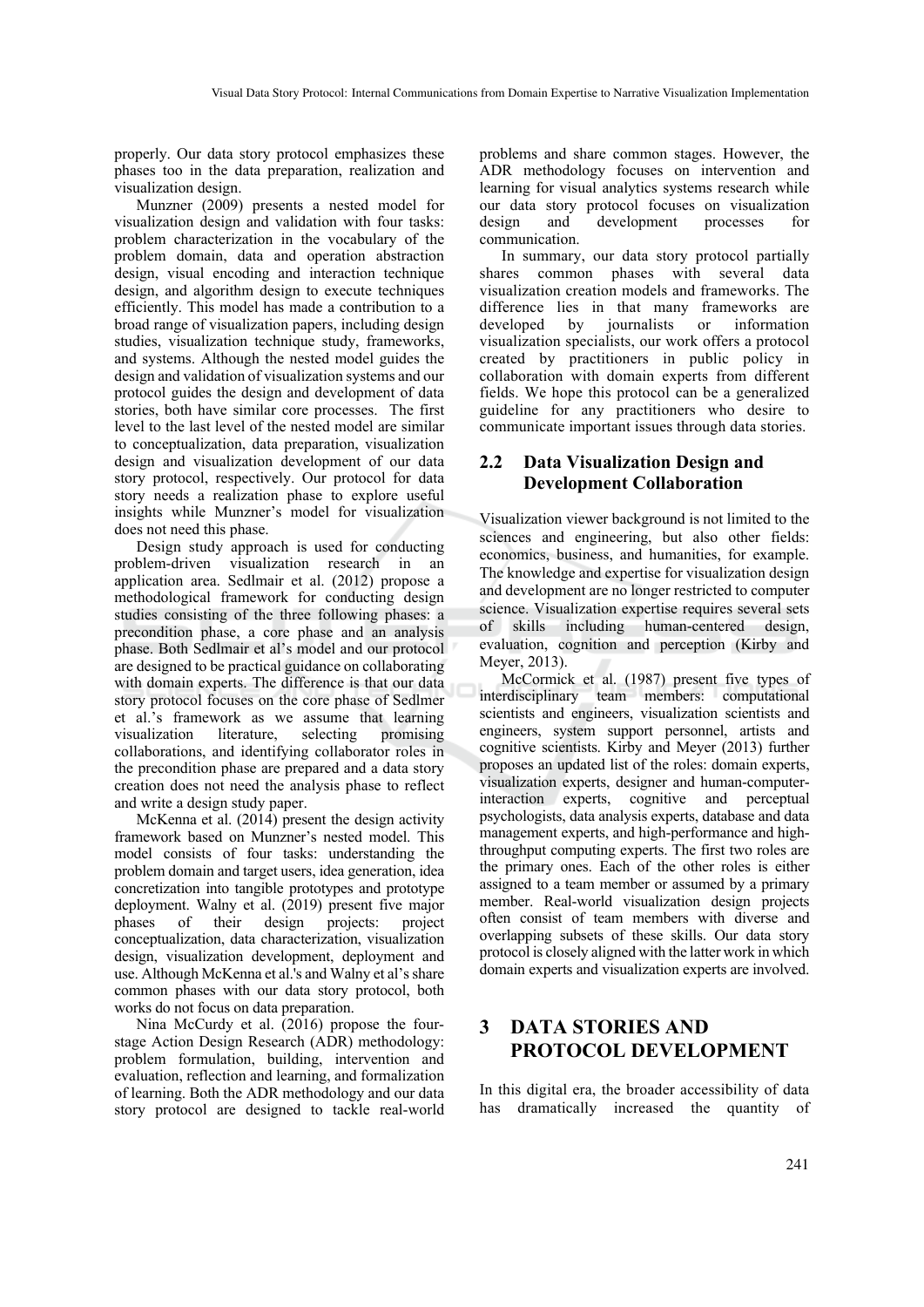properly. Our data story protocol emphasizes these phases too in the data preparation, realization and visualization design.

Munzner (2009) presents a nested model for visualization design and validation with four tasks: problem characterization in the vocabulary of the problem domain, data and operation abstraction design, visual encoding and interaction technique design, and algorithm design to execute techniques efficiently. This model has made a contribution to a broad range of visualization papers, including design studies, visualization technique study, frameworks, and systems. Although the nested model guides the design and validation of visualization systems and our protocol guides the design and development of data stories, both have similar core processes. The first level to the last level of the nested model are similar to conceptualization, data preparation, visualization design and visualization development of our data story protocol, respectively. Our protocol for data story needs a realization phase to explore useful insights while Munzner's model for visualization does not need this phase.

Design study approach is used for conducting problem-driven visualization research in an application area. Sedlmair et al. (2012) propose a methodological framework for conducting design studies consisting of the three following phases: a precondition phase, a core phase and an analysis phase. Both Sedlmair et al's model and our protocol are designed to be practical guidance on collaborating with domain experts. The difference is that our data story protocol focuses on the core phase of Sedlmer et al.'s framework as we assume that learning visualization literature, selecting promising collaborations, and identifying collaborator roles in the precondition phase are prepared and a data story creation does not need the analysis phase to reflect and write a design study paper.

McKenna et al. (2014) present the design activity framework based on Munzner's nested model. This model consists of four tasks: understanding the problem domain and target users, idea generation, idea concretization into tangible prototypes and prototype deployment. Walny et al. (2019) present five major phases of their design projects: project conceptualization, data characterization, visualization design, visualization development, deployment and use. Although McKenna et al.'s and Walny et al's share common phases with our data story protocol, both works do not focus on data preparation.

Nina McCurdy et al. (2016) propose the four-stage Action Design Research (ADR) methodology: problem formulation, building, intervention and evaluation, reflection and learning, and formalization of learning. Both the ADR methodology and our data story protocol are designed to tackle real-world problems and share common stages. However, the ADR methodology focuses on intervention and learning for visual analytics systems research while our data story protocol focuses on visualization design and development processes for communication.

In summary, our data story protocol partially shares common phases with several data visualization creation models and frameworks. The difference lies in that many frameworks are developed by journalists or information visualization specialists, our work offers a protocol created by practitioners in public policy in collaboration with domain experts from different fields. We hope this protocol can be a generalized guideline for any practitioners who desire to communicate important issues through data stories.

## 2.2 Data Visualization Design and Development Collaboration

Visualization viewer background is not limited to the sciences and engineering, but also other fields: economics, business, and humanities, for example. The knowledge and expertise for visualization design and development are no longer restricted to computer science. Visualization expertise requires several sets of skills including human-centered design, evaluation, cognition and perception (Kirby and Meyer, 2013).

McCormick et al. (1987) present five types of interdisciplinary team members: computational scientists and engineers, visualization scientists and engineers, system support personnel, artists and cognitive scientists. Kirby and Meyer (2013) further proposes an updated list of the roles: domain experts, visualization experts, designer and human-computer-interaction experts, cognitive and perceptual psychologists, data analysis experts, database and data management experts, and high-performance and high-throughput computing experts. The first two roles are the primary ones. Each of the other roles is either assigned to a team member or assumed by a primary member. Real-world visualization design projects often consist of team members with diverse and overlapping subsets of these skills. Our data story protocol is closely aligned with the latter work in which domain experts and visualization experts are involved.

# 3 DATA STORIES AND PROTOCOL DEVELOPMENT

In this digital era, the broader accessibility of data has dramatically increased the quantity of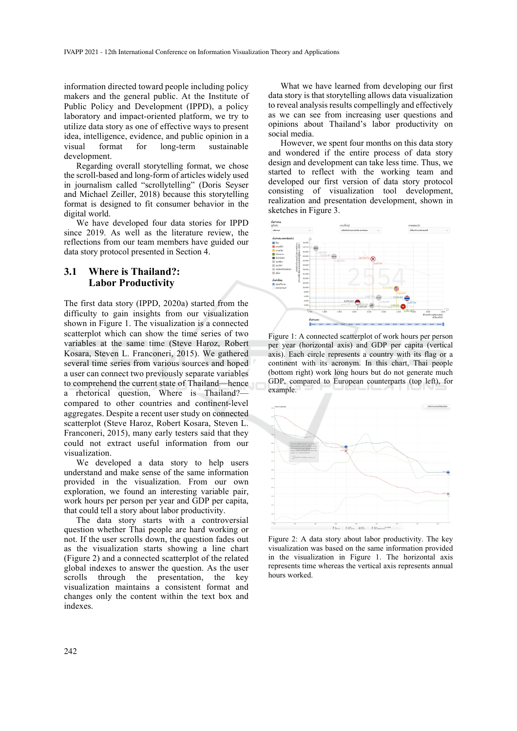information directed toward people including policy makers and the general public. At the Institute of Public Policy and Development (IPPD), a policy laboratory and impact-oriented platform, we try to utilize data story as one of effective ways to present idea, intelligence, evidence, and public opinion in a visual format for long-term sustainable development.

Regarding overall storytelling format, we chose the scroll-based and long-form of articles widely used in journalism called "scrollytelling" (Doris Seyser and Michael Zeiller, 2018) because this storytelling format is designed to fit consumer behavior in the digital world.

We have developed four data stories for IPPD since 2019. As well as the literature review, the reflections from our team members have guided our data story protocol presented in Section 4.

### 3.1 Where is Thailand?: Labor Productivity

The first data story (IPPD, 2020a) started from the difficulty to gain insights from our visualization shown in Figure 1. The visualization is a connected scatterplot which can show the time series of two variables at the same time (Steve Haroz, Robert Kosara, Steven L. Franconeri, 2015). We gathered several time series from various sources and hoped a user can connect two previously separate variables to comprehend the current state of Thailand—hence a rhetorical question, Where is Thailand?—compared to other countries and continent-level aggregates. Despite a recent user study on connected scatterplot (Steve Haroz, Robert Kosara, Steven L. Franconeri, 2015), many early testers said that they could not extract useful information from our visualization.

We developed a data story to help users understand and make sense of the same information provided in the visualization. From our own exploration, we found an interesting variable pair, work hours per person per year and GDP per capita, that could tell a story about labor productivity.

The data story starts with a controversial question whether Thai people are hard working or not. If the user scrolls down, the question fades out as the visualization starts showing a line chart (Figure 2) and a connected scatterplot of the related global indexes to answer the question. As the user scrolls through the presentation, the key visualization maintains a consistent format and changes only the content within the text box and indexes.

What we have learned from developing our first data story is that storytelling allows data visualization to reveal analysis results compellingly and effectively as we can see from increasing user questions and opinions about Thailand's labor productivity on social media.

However, we spent four months on this data story and wondered if the entire process of data story design and development can take less time. Thus, we started to reflect with the working team and developed our first version of data story protocol consisting of visualization tool development, realization and presentation development, shown in sketches in Figure 3.

Figure 1: A connected scatterplot of work hours per person per year (horizontal axis) and GDP per capita (vertical axis). Each circle represents a country with its flag or a continent with its acronym. In this chart, Thai people (bottom right) work long hours but do not generate much GDP, compared to European counterparts (top left), for example.

Figure 2: A data story about labor productivity. The key visualization was based on the same information provided in the visualization in Figure 1. The horizontal axis represents time whereas the vertical axis represents annual hours worked.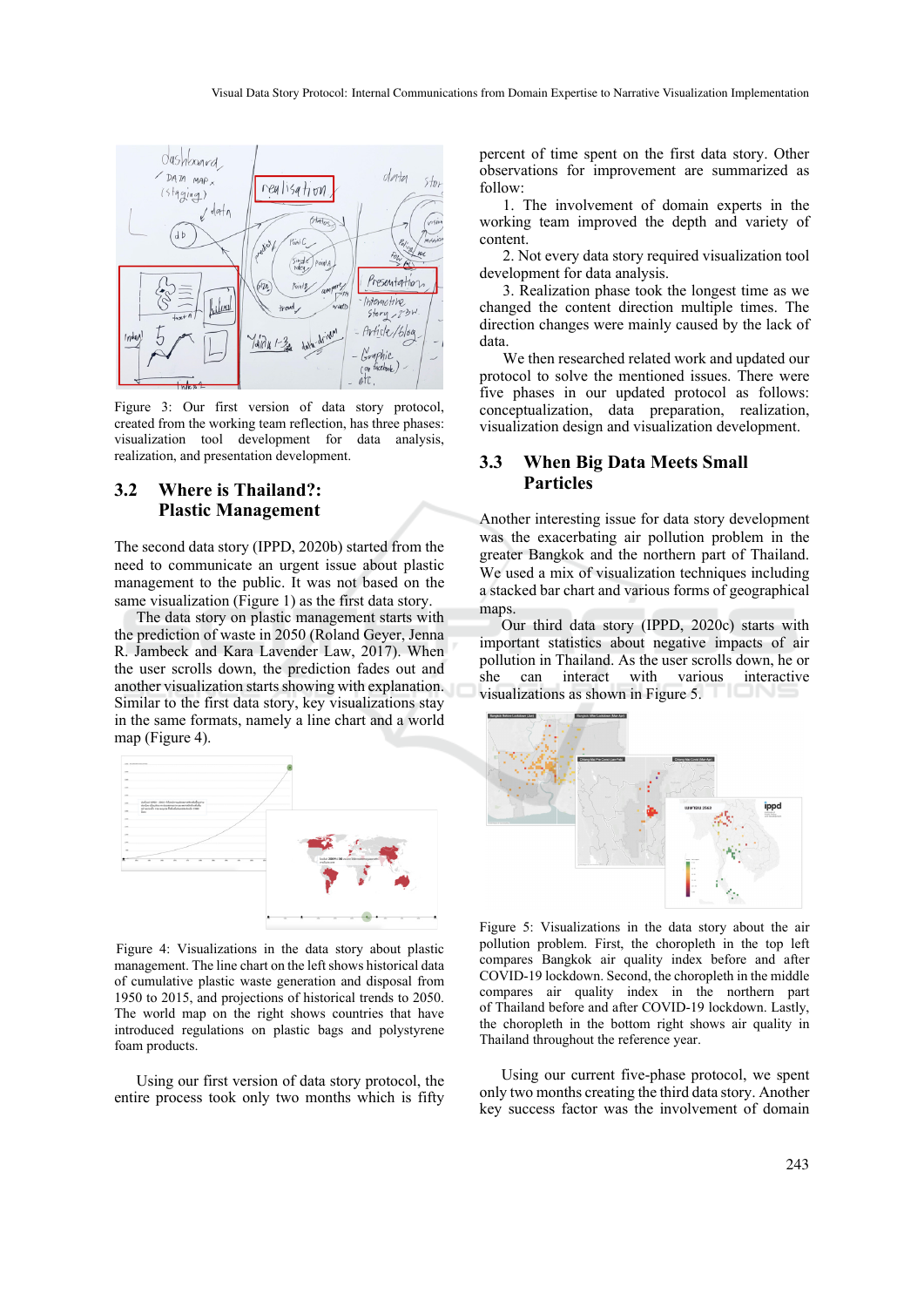Figure 3: Our first version of data story protocol, created from the working team reflection, has three phases: visualization tool development for data analysis, realization, and presentation development.

## 3.2 Where is Thailand?: Plastic Management

The second data story (IPPD, 2020b) started from the need to communicate an urgent issue about plastic management to the public. It was not based on the same visualization (Figure 1) as the first data story.

The data story on plastic management starts with the prediction of waste in 2050 (Roland Geyer, Jenna R. Jambeck and Kara Lavender Law, 2017). When the user scrolls down, the prediction fades out and another visualization starts showing with explanation. Similar to the first data story, key visualizations stay in the same formats, namely a line chart and a world map (Figure 4).

Figure 4: Visualizations in the data story about plastic management. The line chart on the left shows historical data of cumulative plastic waste generation and disposal from 1950 to 2015, and projections of historical trends to 2050. The world map on the right shows countries that have introduced regulations on plastic bags and polystyrene foam products.

Using our first version of data story protocol, the entire process took only two months which is fifty percent of time spent on the first data story. Other observations for improvement are summarized as follow:

1. The involvement of domain experts in the working team improved the depth and variety of content.
2. Not every data story required visualization tool development for data analysis.
3. Realization phase took the longest time as we changed the content direction multiple times. The direction changes were mainly caused by the lack of data.

We then researched related work and updated our protocol to solve the mentioned issues. There were five phases in our updated protocol as follows: conceptualization, data preparation, realization, visualization design and visualization development.

## 3.3 When Big Data Meets Small Particles

Another interesting issue for data story development was the exacerbating air pollution problem in the greater Bangkok and the northern part of Thailand. We used a mix of visualization techniques including a stacked bar chart and various forms of geographical maps.

Our third data story (IPPD, 2020c) starts with important statistics about negative impacts of air pollution in Thailand. As the user scrolls down, he or she can interact with various interactive visualizations as shown in Figure 5.

Figure 5: Visualizations in the data story about the air pollution problem. First, the choropleth in the top left compares Bangkok air quality index before and after COVID-19 lockdown. Second, the choropleth in the middle compares air quality index in the northern part of Thailand before and after COVID-19 lockdown. Lastly, the choropleth in the bottom right shows air quality in Thailand throughout the reference year.

Using our current five-phase protocol, we spent only two months creating the third data story. Another key success factor was the involvement of domain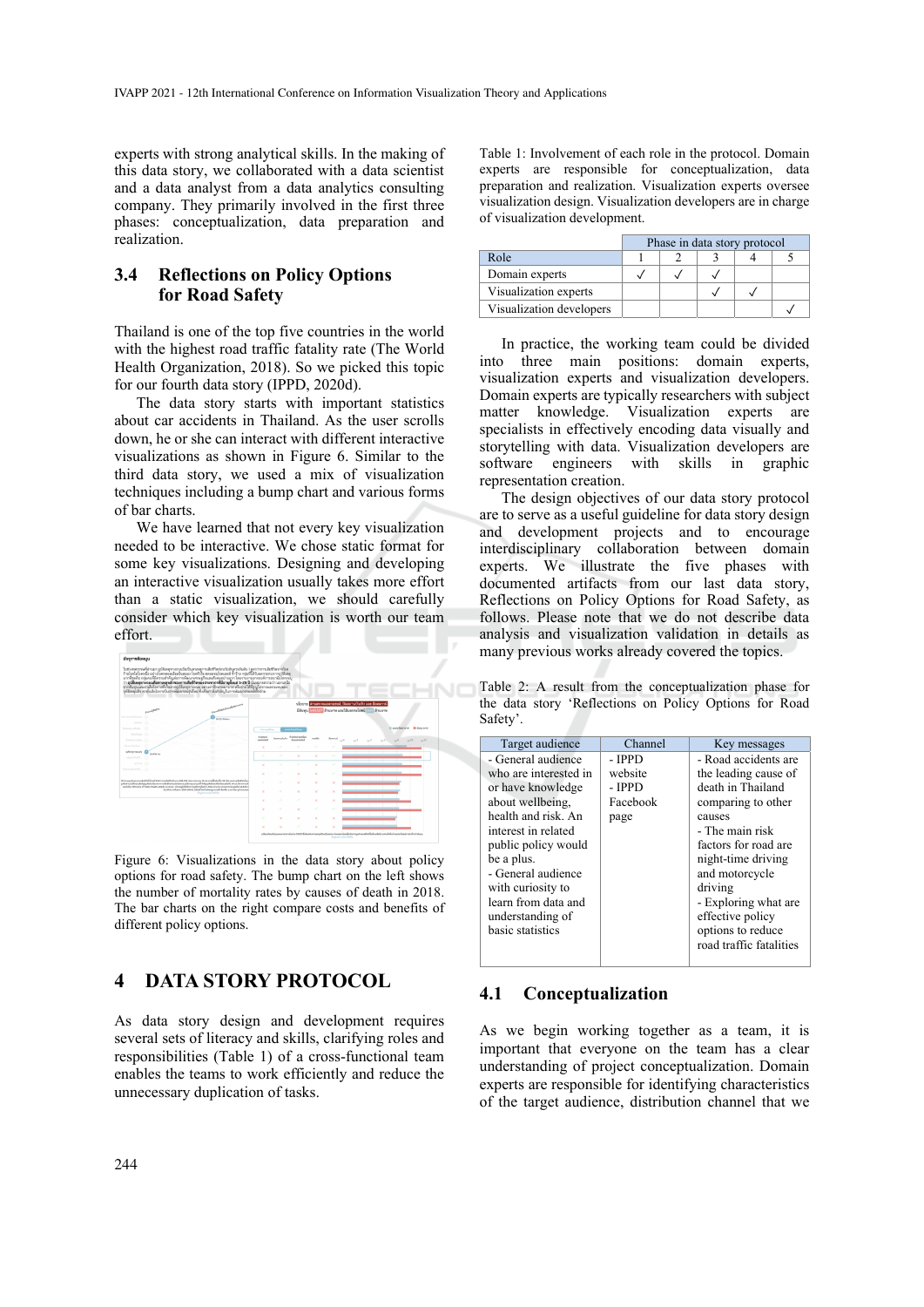experts with strong analytical skills. In the making of this data story, we collaborated with a data scientist and a data analyst from a data analytics consulting company. They primarily involved in the first three phases: conceptualization, data preparation and realization.

### 3.4 Reflections on Policy Options for Road Safety

Thailand is one of the top five countries in the world with the highest road traffic fatality rate (The World Health Organization, 2018). So we picked this topic for our fourth data story (IPPD, 2020d).

The data story starts with important statistics about car accidents in Thailand. As the user scrolls down, he or she can interact with different interactive visualizations as shown in Figure 6. Similar to the third data story, we used a mix of visualization techniques including a bump chart and various forms of bar charts.

We have learned that not every key visualization needed to be interactive. We chose static format for some key visualizations. Designing and developing an interactive visualization usually takes more effort than a static visualization, we should carefully consider which key visualization is worth our team effort.

Figure 6: Visualizations in the data story about policy options for road safety. The bump chart on the left shows the number of mortality rates by causes of death in 2018. The bar charts on the right compare costs and benefits of different policy options.

## 4 DATA STORY PROTOCOL

As data story design and development requires several sets of literacy and skills, clarifying roles and responsibilities (Table 1) of a cross-functional team enables the teams to work efficiently and reduce the unnecessary duplication of tasks.

Table 1: Involvement of each role in the protocol. Domain experts are responsible for conceptualization, data preparation and realization. Visualization experts oversee visualization design. Visualization developers are in charge of visualization development.

| | Phase in data story protocol | | | | |
|---|---|---|---|---|---|
| Role | 1 | 2 | 3 | 4 | 5 |
| Domain experts | ✓ | ✓ | ✓ | | |
| Visualization experts | | | ✓ | ✓ | |
| Visualization developers | | | | | ✓ |

In practice, the working team could be divided into three main positions: domain experts, visualization experts and visualization developers. Domain experts are typically researchers with subject matter knowledge. Visualization experts are specialists in effectively encoding data visually and storytelling with data. Visualization developers are software engineers with skills in graphic representation creation.

The design objectives of our data story protocol are to serve as a useful guideline for data story design and development projects and to encourage interdisciplinary collaboration between domain experts. We illustrate the five phases with documented artifacts from our last data story, Reflections on Policy Options for Road Safety, as follows. Please note that we do not describe data analysis and visualization validation in details as many previous works already covered the topics.

Table 2: A result from the conceptualization phase for the data story 'Reflections on Policy Options for Road Safety'.

| Target audience | Channel | Key messages |
|---|---|---|
| - General audience who are interested in or have knowledge about wellbeing, health and risk. An interest in related public policy would be a plus.<br>- General audience with curiosity to learn from data and understanding of basic statistics | - IPPD website<br>- IPPD Facebook page | - Road accidents are the leading cause of death in Thailand comparing to other causes<br>- The main risk factors for road are night-time driving and motorcycle driving<br>- Exploring what are effective policy options to reduce road traffic fatalities |

### 4.1 Conceptualization

As we begin working together as a team, it is important that everyone on the team has a clear understanding of project conceptualization. Domain experts are responsible for identifying characteristics of the target audience, distribution channel that we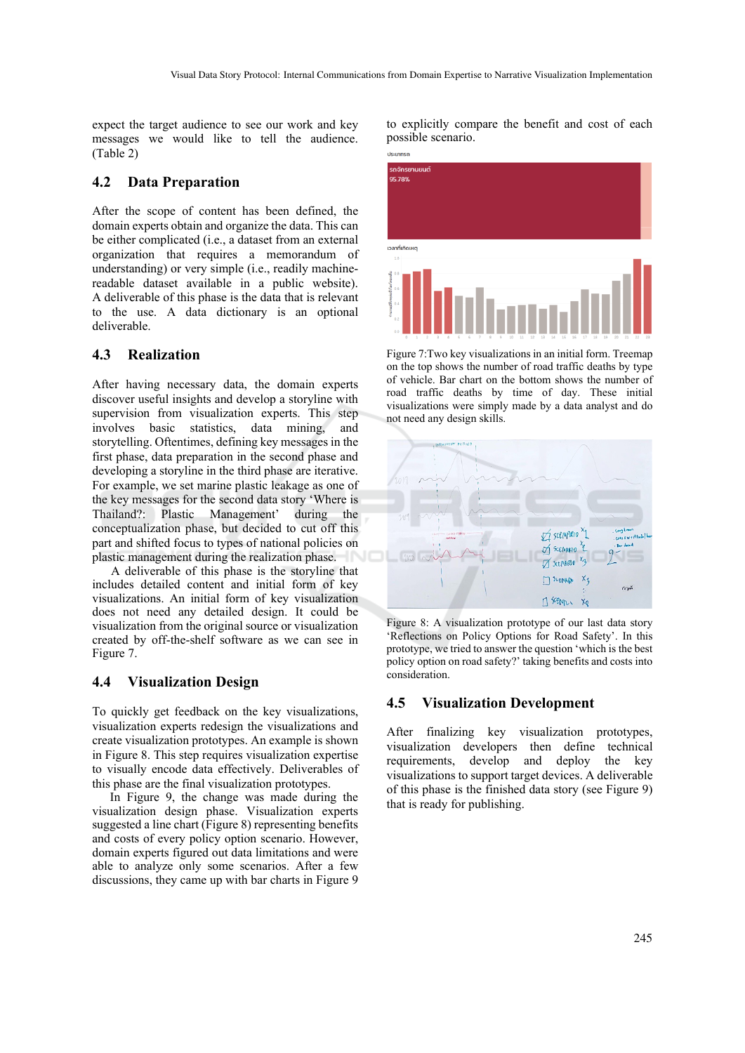expect the target audience to see our work and key messages we would like to tell the audience. (Table 2)

### 4.2 Data Preparation

After the scope of content has been defined, the domain experts obtain and organize the data. This can be either complicated (i.e., a dataset from an external organization that requires a memorandum of understanding) or very simple (i.e., readily machine-readable dataset available in a public website). A deliverable of this phase is the data that is relevant to the use. A data dictionary is an optional deliverable.

### 4.3 Realization

After having necessary data, the domain experts discover useful insights and develop a storyline with supervision from visualization experts. This step involves basic statistics, data mining, and storytelling. Oftentimes, defining key messages in the first phase, data preparation in the second phase and developing a storyline in the third phase are iterative. For example, we set marine plastic leakage as one of the key messages for the second data story 'Where is Thailand?: Plastic Management' during the conceptualization phase, but decided to cut off this part and shifted focus to types of national policies on plastic management during the realization phase.

A deliverable of this phase is the storyline that includes detailed content and initial form of key visualizations. An initial form of key visualization does not need any detailed design. It could be visualization from the original source or visualization created by off-the-shelf software as we can see in Figure 7.

### 4.4 Visualization Design

To quickly get feedback on the key visualizations, visualization experts redesign the visualizations and create visualization prototypes. An example is shown in Figure 8. This step requires visualization expertise to visually encode data effectively. Deliverables of this phase are the final visualization prototypes.

In Figure 9, the change was made during the visualization design phase. Visualization experts suggested a line chart (Figure 8) representing benefits and costs of every policy option scenario. However, domain experts figured out data limitations and were able to analyze only some scenarios. After a few discussions, they came up with bar charts in Figure 9 to explicitly compare the benefit and cost of each possible scenario.

Figure 7:Two key visualizations in an initial form. Treemap on the top shows the number of road traffic deaths by type of vehicle. Bar chart on the bottom shows the number of road traffic deaths by time of day. These initial visualizations were simply made by a data analyst and do not need any design skills.

Figure 8: A visualization prototype of our last data story 'Reflections on Policy Options for Road Safety'. In this prototype, we tried to answer the question 'which is the best policy option on road safety?' taking benefits and costs into consideration.

### 4.5 Visualization Development

After finalizing key visualization prototypes, visualization developers then define technical requirements, develop and deploy the key visualizations to support target devices. A deliverable of this phase is the finished data story (see Figure 9) that is ready for publishing.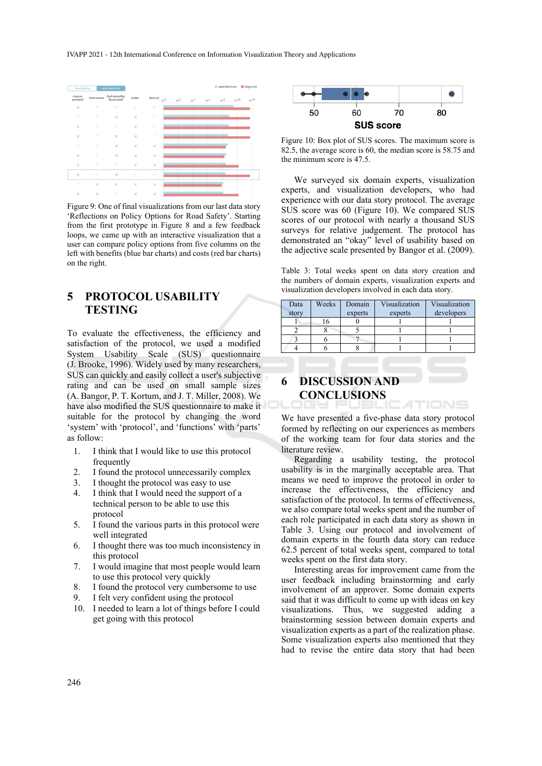Figure 9: One of final visualizations from our last data story 'Reflections on Policy Options for Road Safety'. Starting from the first prototype in Figure 8 and a few feedback loops, we came up with an interactive visualization that a user can compare policy options from five columns on the left with benefits (blue bar charts) and costs (red bar charts) on the right.

## 5 PROTOCOL USABILITY TESTING

To evaluate the effectiveness, the efficiency and satisfaction of the protocol, we used a modified System Usability Scale (SUS) questionnaire (J. Brooke, 1996). Widely used by many researchers, SUS can quickly and easily collect a user's subjective rating and can be used on small sample sizes (A. Bangor, P. T. Kortum, and J. T. Miller, 2008). We have also modified the SUS questionnaire to make it suitable for the protocol by changing the word 'system' with 'protocol', and 'functions' with 'parts' as follow:

1. I think that I would like to use this protocol frequently
2. I found the protocol unnecessarily complex
3. I thought the protocol was easy to use
4. I think that I would need the support of a technical person to be able to use this protocol
5. I found the various parts in this protocol were well integrated
6. I thought there was too much inconsistency in this protocol
7. I would imagine that most people would learn to use this protocol very quickly
8. I found the protocol very cumbersome to use
9. I felt very confident using the protocol
10. I needed to learn a lot of things before I could get going with this protocol

Figure 10: Box plot of SUS scores. The maximum score is 82.5, the average score is 60, the median score is 58.75 and the minimum score is 47.5.

We surveyed six domain experts, visualization experts, and visualization developers, who had experience with our data story protocol. The average SUS score was 60 (Figure 10). We compared SUS scores of our protocol with nearly a thousand SUS surveys for relative judgement. The protocol has demonstrated an "okay" level of usability based on the adjective scale presented by Bangor et al. (2009).

Table 3: Total weeks spent on data story creation and the numbers of domain experts, visualization experts and visualization developers involved in each data story.

| Data story | Weeks | Domain experts | Visualization experts | Visualization developers |
|---|---|---|---|---|
| 1 | 16 | 0 | 1 | 1 |
| 2 | 8 | 5 | 1 | 1 |
| 3 | 6 | 7 | 1 | 1 |
| 4 | 6 | 8 | 1 | 1 |

## 6 DISCUSSION AND CONCLUSIONS

We have presented a five-phase data story protocol formed by reflecting on our experiences as members of the working team for four data stories and the literature review.

Regarding a usability testing, the protocol usability is in the marginally acceptable area. That means we need to improve the protocol in order to increase the effectiveness, the efficiency and satisfaction of the protocol. In terms of effectiveness, we also compare total weeks spent and the number of each role participated in each data story as shown in Table 3. Using our protocol and involvement of domain experts in the fourth data story can reduce 62.5 percent of total weeks spent, compared to total weeks spent on the first data story.

Interesting areas for improvement came from the user feedback including brainstorming and early involvement of an approver. Some domain experts said that it was difficult to come up with ideas on key visualizations. Thus, we suggested adding a brainstorming session between domain experts and visualization experts as a part of the realization phase. Some visualization experts also mentioned that they had to revise the entire data story that had been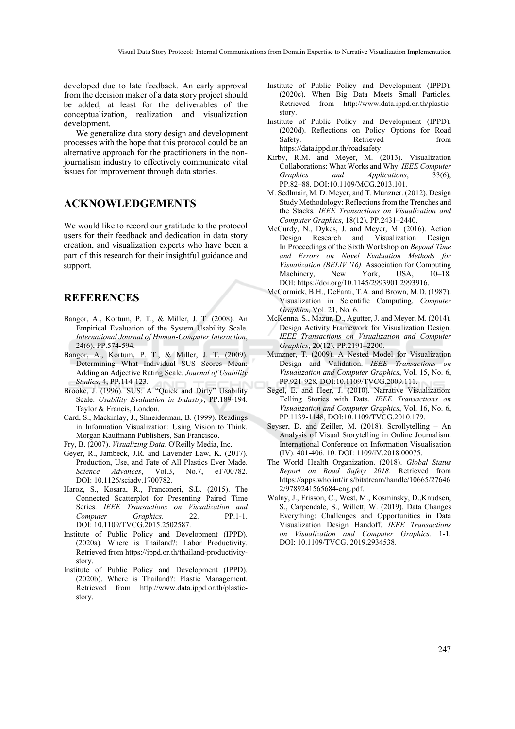developed due to late feedback. An early approval from the decision maker of a data story project should be added, at least for the deliverables of the conceptualization, realization and visualization development.

We generalize data story design and development processes with the hope that this protocol could be an alternative approach for the practitioners in the non-journalism industry to effectively communicate vital issues for improvement through data stories.

## ACKNOWLEDGEMENTS

We would like to record our gratitude to the protocol users for their feedback and dedication in data story creation, and visualization experts who have been a part of this research for their insightful guidance and support.

## REFERENCES

Bangor, A., Kortum, P. T., & Miller, J. T. (2008). An Empirical Evaluation of the System Usability Scale. *International Journal of Human-Computer Interaction*, 24(6), PP.574-594.

Bangor, A., Kortum, P. T., & Miller, J. T. (2009). Determining What Individual SUS Scores Mean: Adding an Adjective Rating Scale. *Journal of Usability Studies*, 4, PP.114-123.

Brooke, J. (1996). SUS: A "Quick and Dirty" Usability Scale. *Usability Evaluation in Industry*, PP.189-194. Taylor & Francis, London.

Card, S., Mackinlay, J., Shneiderman, B. (1999). Readings in Information Visualization: Using Vision to Think. Morgan Kaufmann Publishers, San Francisco.

Fry, B. (2007). *Visualizing Data*. O'Reilly Media, Inc.

Geyer, R., Jambeck, J.R. and Lavender Law, K. (2017). Production, Use, and Fate of All Plastics Ever Made. *Science Advances*, Vol.3, No.7, e1700782. DOI: 10.1126/sciadv.1700782.

Haroz, S., Kosara, R., Franconeri, S.L. (2015). The Connected Scatterplot for Presenting Paired Time Series. *IEEE Transactions on Visualization and Computer Graphics*. 22. PP.1-1. DOI: 10.1109/TVCG.2015.2502587.

Institute of Public Policy and Development (IPPD). (2020a). Where is Thailand?: Labor Productivity. Retrieved from https://ippd.or.th/thailand-productivity-story.

Institute of Public Policy and Development (IPPD). (2020b). Where is Thailand?: Plastic Management. Retrieved from http://www.data.ippd.or.th/plastic-story.

Institute of Public Policy and Development (IPPD). (2020c). When Big Data Meets Small Particles. Retrieved from http://www.data.ippd.or.th/plastic-story.

Institute of Public Policy and Development (IPPD). (2020d). Reflections on Policy Options for Road Safety. Retrieved from https://data.ippd.or.th/roadsafety.

Kirby, R.M. and Meyer, M. (2013). Visualization Collaborations: What Works and Why. *IEEE Computer Graphics and Applications*, 33(6), PP.82–88. DOI:10.1109/MCG.2013.101.

M. Sedlmair, M. D. Meyer, and T. Munzner. (2012). Design Study Methodology: Reflections from the Trenches and the Stacks*. IEEE Transactions on Visualization and Computer Graphics*, 18(12), PP.2431–2440.

McCurdy, N., Dykes, J. and Meyer, M. (2016). Action Design Research and Visualization Design. In Proceedings of the Sixth Workshop on *Beyond Time and Errors on Novel Evaluation Methods for Visualization (BELIV '16).* Association for Computing Machinery, New York, USA, 10–18. DOI: https://doi.org/10.1145/2993901.2993916.

McCormick, B.H., DeFanti, T.A. and Brown, M.D. (1987). Visualization in Scientific Computing. *Computer Graphics*, Vol. 21, No. 6.

McKenna, S., Mazur, D., Agutter, J. and Meyer, M. (2014). Design Activity Framework for Visualization Design. *IEEE Transactions on Visualization and Computer Graphics*, 20(12), PP.2191–2200.

Munzner, T. (2009). A Nested Model for Visualization Design and Validation. *IEEE Transactions on Visualization and Computer Graphics*, Vol. 15, No. 6, PP.921-928, DOI:10.1109/TVCG.2009.111.

Segel, E. and Heer, J. (2010). Narrative Visualization: Telling Stories with Data. *IEEE Transactions on Visualization and Computer Graphics*, Vol. 16, No. 6, PP.1139-1148, DOI:10.1109/TVCG.2010.179.

Seyser, D. and Zeiller, M. (2018). Scrollytelling – An Analysis of Visual Storytelling in Online Journalism. International Conference on Information Visualisation (IV). 401-406. 10. DOI: 1109/iV.2018.00075.

The World Health Organization. (2018). *Global Status Report on Road Safety 2018*. Retrieved from https://apps.who.int/iris/bitstream/handle/10665/276462/9789241565684-eng.pdf.

Walny, J., Frisson, C., West, M., Kosminsky, D.,Knudsen, S., Carpendale, S., Willett, W. (2019). Data Changes Everything: Challenges and Opportunities in Data Visualization Design Handoff. *IEEE Transactions on Visualization and Computer Graphics.* 1-1. DOI: 10.1109/TVCG. 2019.2934538.